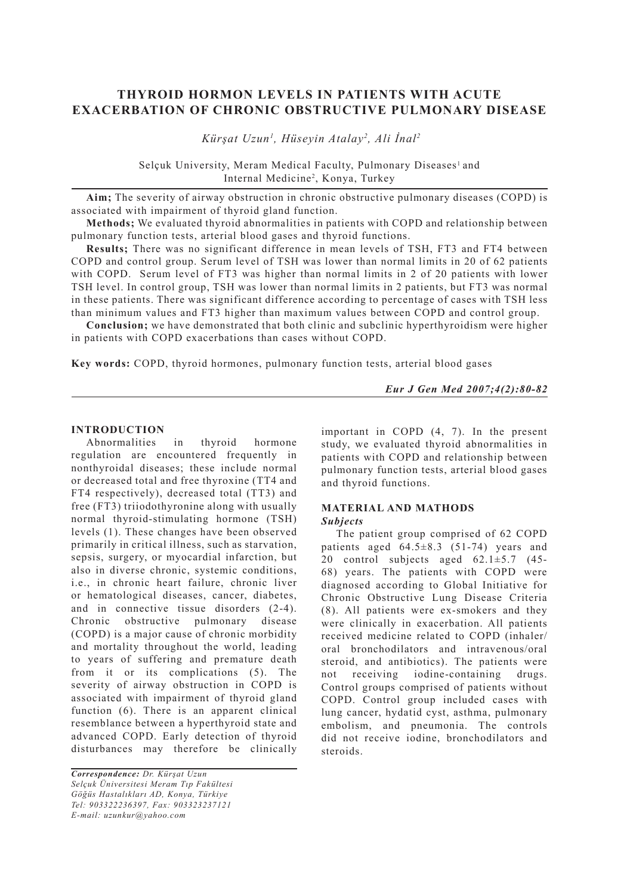# THYROID HORMON LEVELS IN PATIENTS WITH ACUTE EXACERBATION OF CHRONIC OBSTRUCTIVE PULMONARY DISEASE

*Kürşat Uzun[1], Hüseyin Atalay[2], Ali İnal[2]*

Selçuk University, Meram Medical Faculty, Pulmonary Diseases[1] and Internal Medicine[2], Konya, Turkey

**Aim;** The severity of airway obstruction in chronic obstructive pulmonary diseases (COPD) is associated with impairment of thyroid gland function.

**Methods;** We evaluated thyroid abnormalities in patients with COPD and relationship between pulmonary function tests, arterial blood gases and thyroid functions.

**Results;** There was no significant difference in mean levels of TSH, FT3 and FT4 between COPD and control group. Serum level of TSH was lower than normal limits in 20 of 62 patients with COPD. Serum level of FT3 was higher than normal limits in 2 of 20 patients with lower TSH level. In control group, TSH was lower than normal limits in 2 patients, but FT3 was normal in these patients. There was significant difference according to percentage of cases with TSH less than minimum values and FT3 higher than maximum values between COPD and control group.

**Conclusion;** we have demonstrated that both clinic and subclinic hyperthyroidism were higher in patients with COPD exacerbations than cases without COPD.

**Key words:** COPD, thyroid hormones, pulmonary function tests, arterial blood gases

*Eur J Gen Med 2007;4(2):80-82*

## INTRODUCTION

Abnormalities in thyroid hormone regulation are encountered frequently in nonthyroidal diseases; these include normal or decreased total and free thyroxine (TT4 and FT4 respectively), decreased total (TT3) and free (FT3) triiodothyronine along with usually normal thyroid-stimulating hormone (TSH) levels (1). These changes have been observed primarily in critical illness, such as starvation, sepsis, surgery, or myocardial infarction, but also in diverse chronic, systemic conditions, i.e., in chronic heart failure, chronic liver or hematological diseases, cancer, diabetes, and in connective tissue disorders (2-4). Chronic obstructive pulmonary disease (COPD) is a major cause of chronic morbidity and mortality throughout the world, leading to years of suffering and premature death from it or its complications (5). The severity of airway obstruction in COPD is associated with impairment of thyroid gland function (6). There is an apparent clinical resemblance between a hyperthyroid state and advanced COPD. Early detection of thyroid disturbances may therefore be clinically important in COPD (4, 7). In the present study, we evaluated thyroid abnormalities in patients with COPD and relationship between pulmonary function tests, arterial blood gases and thyroid functions.

## MATERIAL AND MATHODS

### *Subjects*

The patient group comprised of 62 COPD patients aged 64.5±8.3 (51-74) years and 20 control subjects aged 62.1±5.7 (45-68) years. The patients with COPD were diagnosed according to Global Initiative for Chronic Obstructive Lung Disease Criteria (8). All patients were ex-smokers and they were clinically in exacerbation. All patients received medicine related to COPD (inhaler/oral bronchodilators and intravenous/oral steroid, and antibiotics). The patients were not receiving iodine-containing drugs. Control groups comprised of patients without COPD. Control group included cases with lung cancer, hydatid cyst, asthma, pulmonary embolism, and pneumonia. The controls did not receive iodine, bronchodilators and steroids.

*Correspondence: Dr. Kürşat Uzun*
*Selçuk Üniversitesi Meram Tıp Fakültesi*
*Göğüs Hastalıkları AD, Konya, Türkiye*
*Tel: 903322236397, Fax: 903323237121*
*E-mail: uzunkur@yahoo.com*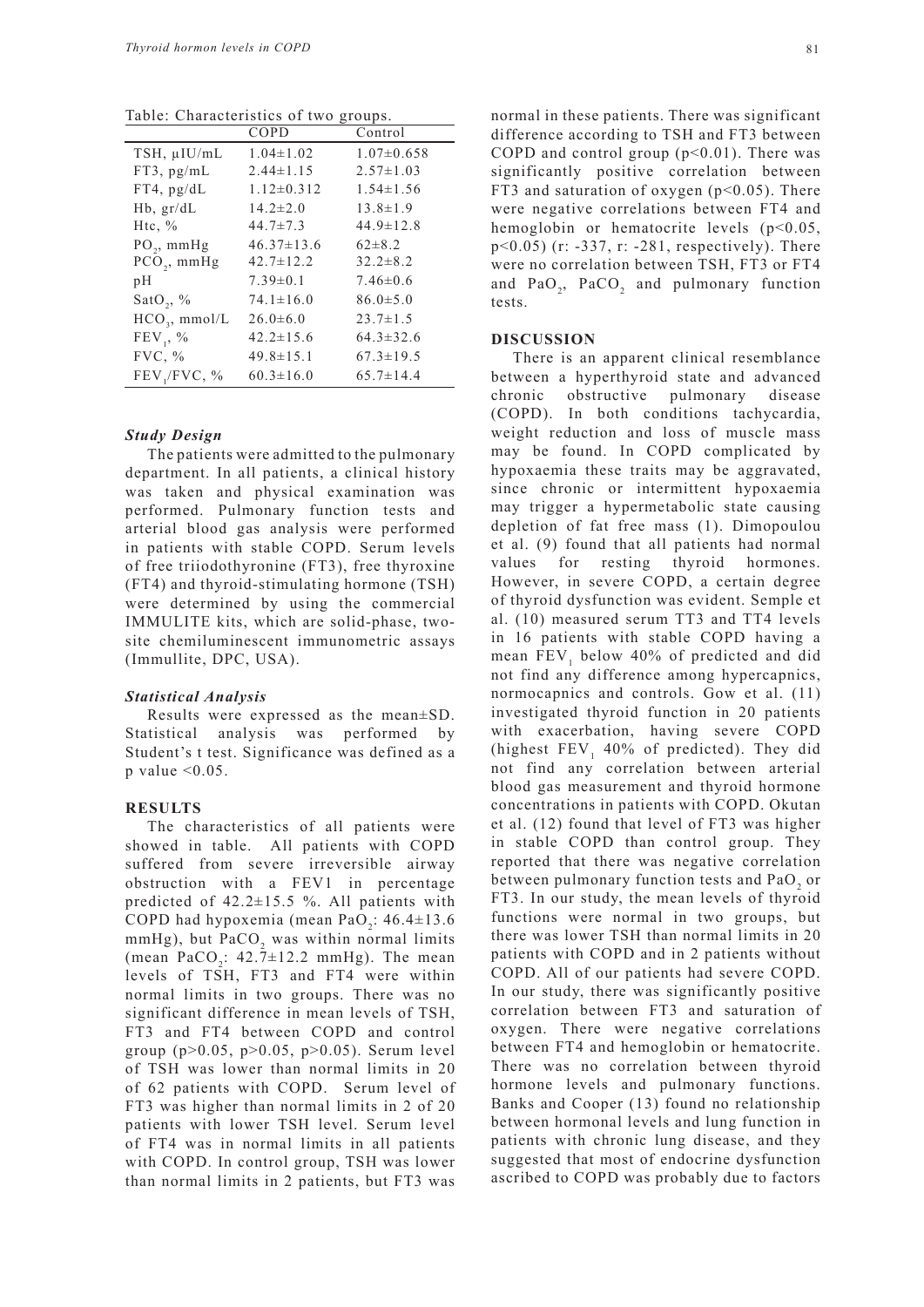Table: Characteristics of two groups.

| | COPD | Control |
|---|---|---|
| TSH, µIU/mL | 1.04±1.02 | 1.07±0.658 |
| FT3, pg/mL | 2.44±1.15 | 2.57±1.03 |
| FT4, pg/dL | 1.12±0.312 | 1.54±1.56 |
| Hb, gr/dL | 14.2±2.0 | 13.8±1.9 |
| Htc, % | 44.7±7.3 | 44.9±12.8 |
| $PO_2$, mmHg | 46.37±13.6 | 62±8.2 |
| $PCO_2$, mmHg | 42.7±12.2 | 32.2±8.2 |
| pH | 7.39±0.1 | 7.46±0.6 |
| $SatO_2$, % | 74.1±16.0 | 86.0±5.0 |
| $HCO_3$, mmol/L | 26.0±6.0 | 23.7±1.5 |
| $FEV_1$, % | 42.2±15.6 | 64.3±32.6 |
| FVC, % | 49.8±15.1 | 67.3±19.5 |
| $FEV_1$/FVC, % | 60.3±16.0 | 65.7±14.4 |

### *Study Design*

The patients were admitted to the pulmonary department. In all patients, a clinical history was taken and physical examination was performed. Pulmonary function tests and arterial blood gas analysis were performed in patients with stable COPD. Serum levels of free triiodothyronine (FT3), free thyroxine (FT4) and thyroid-stimulating hormone (TSH) were determined by using the commercial IMMULITE kits, which are solid-phase, two-site chemiluminescent immunometric assays (Immullite, DPC, USA).

### *Statistical Analysis*

Results were expressed as the mean±SD. Statistical analysis was performed by Student's t test. Significance was defined as a p value <0.05.

## RESULTS

The characteristics of all patients were showed in table. All patients with COPD suffered from severe irreversible airway obstruction with a FEV1 in percentage predicted of 42.2±15.5 %. All patients with COPD had hypoxemia (mean $PaO_2$: 46.4±13.6 mmHg), but $PaCO_2$ was within normal limits (mean $PaCO_2$: 42.7±12.2 mmHg). The mean levels of TSH, FT3 and FT4 were within normal limits in two groups. There was no significant difference in mean levels of TSH, FT3 and FT4 between COPD and control group ($p>0.05$, $p>0.05$, $p>0.05$). Serum level of TSH was lower than normal limits in 20 of 62 patients with COPD. Serum level of FT3 was higher than normal limits in 2 of 20 patients with lower TSH level. Serum level of FT4 was in normal limits in all patients with COPD. In control group, TSH was lower than normal limits in 2 patients, but FT3 was normal in these patients. There was significant difference according to TSH and FT3 between COPD and control group ($p<0.01$). There was significantly positive correlation between FT3 and saturation of oxygen ($p<0.05$). There were negative correlations between FT4 and hemoglobin or hematocrite levels ($p<0.05$, $p<0.05$) (r: -337, r: -281, respectively). There were no correlation between TSH, FT3 or FT4 and $PaO_2$, $PaCO_2$ and pulmonary function tests.

## DISCUSSION

There is an apparent clinical resemblance between a hyperthyroid state and advanced chronic obstructive pulmonary disease (COPD). In both conditions tachycardia, weight reduction and loss of muscle mass may be found. In COPD complicated by hypoxaemia these traits may be aggravated, since chronic or intermittent hypoxaemia may trigger a hypermetabolic state causing depletion of fat free mass (1). Dimopoulou et al. (9) found that all patients had normal values for resting thyroid hormones. However, in severe COPD, a certain degree of thyroid dysfunction was evident. Semple et al. (10) measured serum TT3 and TT4 levels in 16 patients with stable COPD having a mean $FEV_1$ below 40% of predicted and did not find any difference among hypercapnics, normocapnics and controls. Gow et al. (11) investigated thyroid function in 20 patients with exacerbation, having severe COPD (highest $FEV_1$ 40% of predicted). They did not find any correlation between arterial blood gas measurement and thyroid hormone concentrations in patients with COPD. Okutan et al. (12) found that level of FT3 was higher in stable COPD than control group. They reported that there was negative correlation between pulmonary function tests and $PaO_2$ or FT3. In our study, the mean levels of thyroid functions were normal in two groups, but there was lower TSH than normal limits in 20 patients with COPD and in 2 patients without COPD. All of our patients had severe COPD. In our study, there was significantly positive correlation between FT3 and saturation of oxygen. There were negative correlations between FT4 and hemoglobin or hematocrite. There was no correlation between thyroid hormone levels and pulmonary functions. Banks and Cooper (13) found no relationship between hormonal levels and lung function in patients with chronic lung disease, and they suggested that most of endocrine dysfunction ascribed to COPD was probably due to factors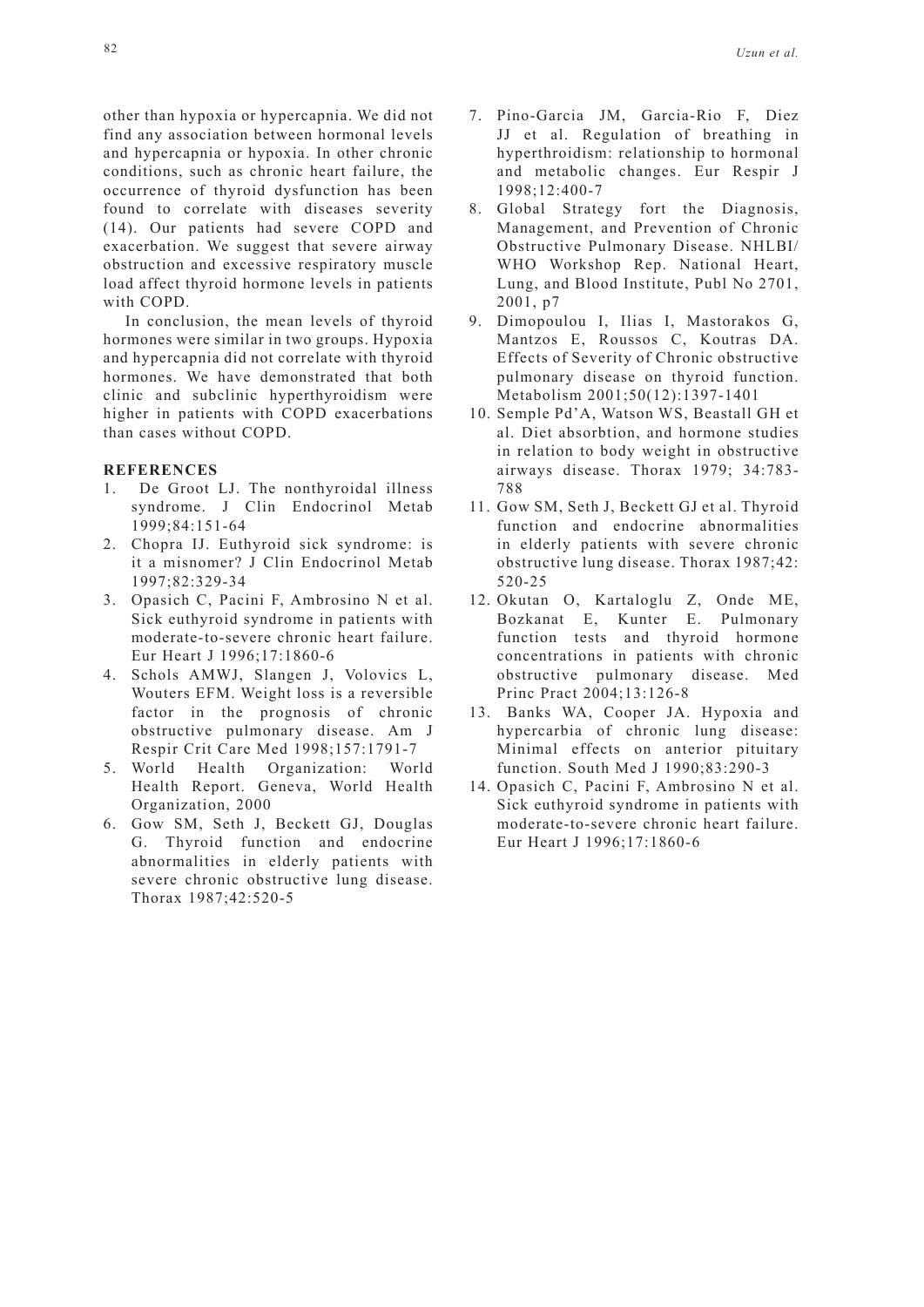other than hypoxia or hypercapnia. We did not find any association between hormonal levels and hypercapnia or hypoxia. In other chronic conditions, such as chronic heart failure, the occurrence of thyroid dysfunction has been found to correlate with diseases severity (14). Our patients had severe COPD and exacerbation. We suggest that severe airway obstruction and excessive respiratory muscle load affect thyroid hormone levels in patients with COPD.

In conclusion, the mean levels of thyroid hormones were similar in two groups. Hypoxia and hypercapnia did not correlate with thyroid hormones. We have demonstrated that both clinic and subclinic hyperthyroidism were higher in patients with COPD exacerbations than cases without COPD.

## REFERENCES

1. De Groot LJ. The nonthyroidal illness syndrome. J Clin Endocrinol Metab 1999;84:151-64
2. Chopra IJ. Euthyroid sick syndrome: is it a misnomer? J Clin Endocrinol Metab 1997;82:329-34
3. Opasich C, Pacini F, Ambrosino N et al. Sick euthyroid syndrome in patients with moderate-to-severe chronic heart failure. Eur Heart J 1996;17:1860-6
4. Schols AMWJ, Slangen J, Volovics L, Wouters EFM. Weight loss is a reversible factor in the prognosis of chronic obstructive pulmonary disease. Am J Respir Crit Care Med 1998;157:1791-7
5. World Health Organization: World Health Report. Geneva, World Health Organization, 2000
6. Gow SM, Seth J, Beckett GJ, Douglas G. Thyroid function and endocrine abnormalities in elderly patients with severe chronic obstructive lung disease. Thorax 1987;42:520-5
7. Pino-Garcia JM, Garcia-Rio F, Diez JJ et al. Regulation of breathing in hyperthroidism: relationship to hormonal and metabolic changes. Eur Respir J 1998;12:400-7
8. Global Strategy fort the Diagnosis, Management, and Prevention of Chronic Obstructive Pulmonary Disease. NHLBI/ WHO Workshop Rep. National Heart, Lung, and Blood Institute, Publ No 2701, 2001, p7
9. Dimopoulou I, Ilias I, Mastorakos G, Mantzos E, Roussos C, Koutras DA. Effects of Severity of Chronic obstructive pulmonary disease on thyroid function. Metabolism 2001;50(12):1397-1401
10. Semple Pd'A, Watson WS, Beastall GH et al. Diet absorbtion, and hormone studies in relation to body weight in obstructive airways disease. Thorax 1979; 34:783-788
11. Gow SM, Seth J, Beckett GJ et al. Thyroid function and endocrine abnormalities in elderly patients with severe chronic obstructive lung disease. Thorax 1987;42: 520-25
12. Okutan O, Kartaloglu Z, Onde ME, Bozkanat E, Kunter E. Pulmonary function tests and thyroid hormone concentrations in patients with chronic obstructive pulmonary disease. Med Princ Pract 2004;13:126-8
13. Banks WA, Cooper JA. Hypoxia and hypercarbia of chronic lung disease: Minimal effects on anterior pituitary function. South Med J 1990;83:290-3
14. Opasich C, Pacini F, Ambrosino N et al. Sick euthyroid syndrome in patients with moderate-to-severe chronic heart failure. Eur Heart J 1996;17:1860-6